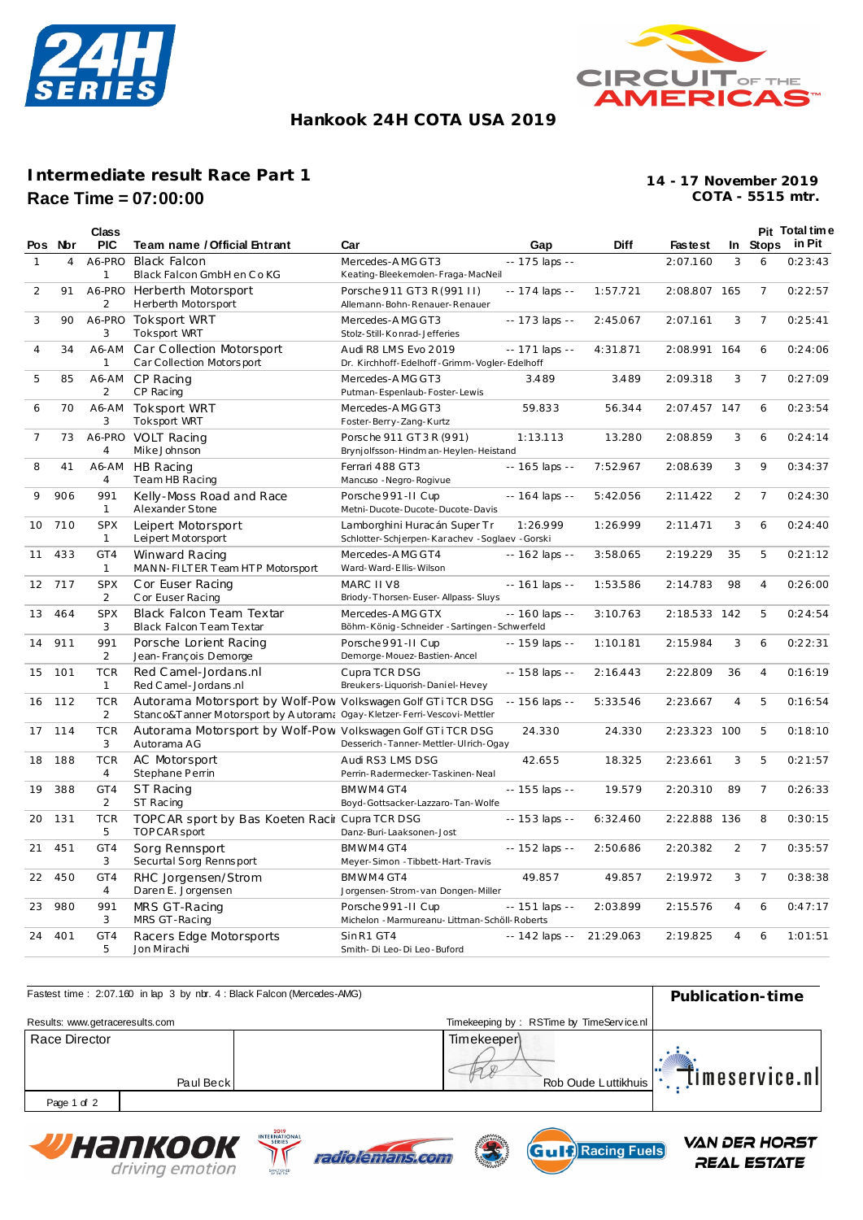# Hankook 24H COTA USA 2019

## Intermediate result Race Part 1

**Race Time = 07:00:00**

**14 - 17 November 2019**
**COTA - 5515 mtr.**

| Pos | Nbr | Class PIC | Team name / Official Entrant | Car | Gap | Diff | Fastest | In | Pit Stops | Total time in Pit |
|---|---|---|---|---|---|---|---|---|---|---|
| 1 | 4 | A6-PRO 1 | Black Falcon<br>Black Falcon GmbH en Co KG | Mercedes-AMG GT3<br>Keating-Bleekemolen-Fraga-MacNeil | -- 175 laps -- | | 2:07.160 | 3 | 6 | 0:23:43 |
| 2 | 91 | A6-PRO 2 | Herberth Motorsport<br>Herberth Motorsport | Porsche 911 GT3 R (991 II)<br>Allemann-Bohn-Renauer-Renauer | -- 174 laps -- | 1:57.721 | 2:08.807 | 165 | 7 | 0:22:57 |
| 3 | 90 | A6-PRO 3 | Toksport WRT<br>Toksport WRT | Mercedes-AMG GT3<br>Stolz-Still-Konrad-Jefferies | -- 173 laps -- | 2:45.067 | 2:07.161 | 3 | 7 | 0:25:41 |
| 4 | 34 | A6-AM 1 | Car Collection Motorsport<br>Car Collection Motorsport | Audi R8 LMS Evo 2019<br>Dr. Kirchhoff-Edelhoff-Grimm-Vogler-Edelhoff | -- 171 laps -- | 4:31.871 | 2:08.991 | 164 | 6 | 0:24:06 |
| 5 | 85 | A6-AM 2 | CP Racing<br>CP Racing | Mercedes-AMG GT3<br>Putman-Espenlaub-Foster-Lewis | 3.489 | 3.489 | 2:09.318 | 3 | 7 | 0:27:09 |
| 6 | 70 | A6-AM 3 | Toksport WRT<br>Toksport WRT | Mercedes-AMG GT3<br>Foster-Berry-Zang-Kurtz | 59.833 | 56.344 | 2:07.457 | 147 | 6 | 0:23:54 |
| 7 | 73 | A6-PRO 4 | VOLT Racing<br>Mike Johnson | Porsche 911 GT3 R (991)<br>Brynjolfsson-Hindman-Heylen-Heistand | 1:13.113 | 13.280 | 2:08.859 | 3 | 6 | 0:24:14 |
| 8 | 41 | A6-AM 4 | HB Racing<br>Team HB Racing | Ferrari 488 GT3<br>Mancuso-Negro-Rogivue | -- 165 laps -- | 7:52.967 | 2:08.639 | 3 | 9 | 0:34:37 |
| 9 | 906 | 991 1 | Kelly-Moss Road and Race<br>Alexander Stone | Porsche 991-II Cup<br>Metni-Ducote-Ducote-Ducote-Davis | -- 164 laps -- | 5:42.056 | 2:11.422 | 2 | 7 | 0:24:30 |
| 10 | 710 | SPX 1 | Leipert Motorsport<br>Leipert Motorsport | Lamborghini Huracán Super Tr<br>Schlotter-Schjerpen-Karachev-Soglaev-Gorski | 1:26.999 | 1:26.999 | 2:11.471 | 3 | 6 | 0:24:40 |
| 11 | 433 | GT4 1 | Winward Racing<br>MANN-FILTER Team HTP Motorsport | Mercedes-AMG GT4<br>Ward-Ward-Ellis-Wilson | -- 162 laps -- | 3:58.065 | 2:19.229 | 35 | 5 | 0:21:12 |
| 12 | 717 | SPX 2 | Cor Euser Racing<br>Cor Euser Racing | MARC II V8<br>Briody-Thorsen-Euser-Allpass-Sluys | -- 161 laps -- | 1:53.586 | 2:14.783 | 98 | 4 | 0:26:00 |
| 13 | 464 | SPX 3 | Black Falcon Team Textar<br>Black Falcon Team Textar | Mercedes-AMG GTX<br>Böhm-König-Schneider-Sartingen-Schwerfeld | -- 160 laps -- | 3:10.763 | 2:18.533 | 142 | 5 | 0:24:54 |
| 14 | 911 | 991 2 | Porsche Lorient Racing<br>Jean-François Demorge | Porsche 991-II Cup<br>Demorge-Mouez-Bastien-Ancel | -- 159 laps -- | 1:10.181 | 2:15.984 | 3 | 6 | 0:22:31 |
| 15 | 101 | TCR 1 | Red Camel-Jordans.nl<br>Red Camel-Jordans.nl | Cupra TCR DSG<br>Breukers-Liquorish-Daniel-Hevey | -- 158 laps -- | 2:16.443 | 2:22.809 | 36 | 4 | 0:16:19 |
| 16 | 112 | TCR 2 | Autorama Motorsport by Wolf-Pow<br>Stanco&Tanner Motorsport by Autorama | Volkswagen Golf GTi TCR DSG<br>Ogay-Kletzer-Ferri-Vescovi-Mettler | -- 156 laps -- | 5:33.546 | 2:23.667 | 4 | 5 | 0:16:54 |
| 17 | 114 | TCR 3 | Autorama Motorsport by Wolf-Pow<br>Autorama AG | Volkswagen Golf GTi TCR DSG<br>Desserich-Tanner-Mettler-Ulrich-Ogay | 24.330 | 24.330 | 2:23.323 | 100 | 5 | 0:18:10 |
| 18 | 188 | TCR 4 | AC Motorsport<br>Stephane Perrin | Audi RS3 LMS DSG<br>Perrin-Radermecker-Taskinen-Neal | 42.655 | 18.325 | 2:23.661 | 3 | 5 | 0:21:57 |
| 19 | 388 | GT4 2 | ST Racing<br>ST Racing | BMW M4 GT4<br>Boyd-Gottsacker-Lazzaro-Tan-Wolfe | -- 155 laps -- | 19.579 | 2:20.310 | 89 | 7 | 0:26:33 |
| 20 | 131 | TCR 5 | TOPCAR sport by Bas Koeten Racir<br>TOPCAR sport | Cupra TCR DSG<br>Danz-Buri-Laaksonen-Jost | -- 153 laps -- | 6:32.460 | 2:22.888 | 136 | 8 | 0:30:15 |
| 21 | 451 | GT4 3 | Sorg Rennsport<br>Securtal Sorg Rennsport | BMW M4 GT4<br>Meyer-Simon-Tibbett-Hart-Travis | -- 152 laps -- | 2:50.686 | 2:20.382 | 2 | 7 | 0:35:57 |
| 22 | 450 | GT4 4 | RHC Jorgensen/Strom<br>Daren E. Jorgensen | BMW M4 GT4<br>Jorgensen-Strom-van Dongen-Miller | 49.857 | 49.857 | 2:19.972 | 3 | 7 | 0:38:38 |
| 23 | 980 | 991 3 | MRS GT-Racing<br>MRS GT-Racing | Porsche 991-II Cup<br>Michelon-Marmureanu-Littman-Schöll-Roberts | -- 151 laps -- | 2:03.899 | 2:15.576 | 4 | 6 | 0:47:17 |
| 24 | 401 | GT4 5 | Racers Edge Motorsports<br>Jon Mirachi | Sin R1 GT4<br>Smith-Di Leo-Di Leo-Buford | -- 142 laps -- | 21:29.063 | 2:19.825 | 4 | 6 | 1:01:51 |

Fastest time : 2:07.160 in lap 3 by nbr. 4 : Black Falcon (Mercedes-AMG)

Results: www.getraceresults.com

Timekeeping by : RSTime by TimeService.nl

**Publication-time**

| Race Director | | Timekeeper |
|---|---|---|
| Paul Beck | | Rob Oude Luttikhuis |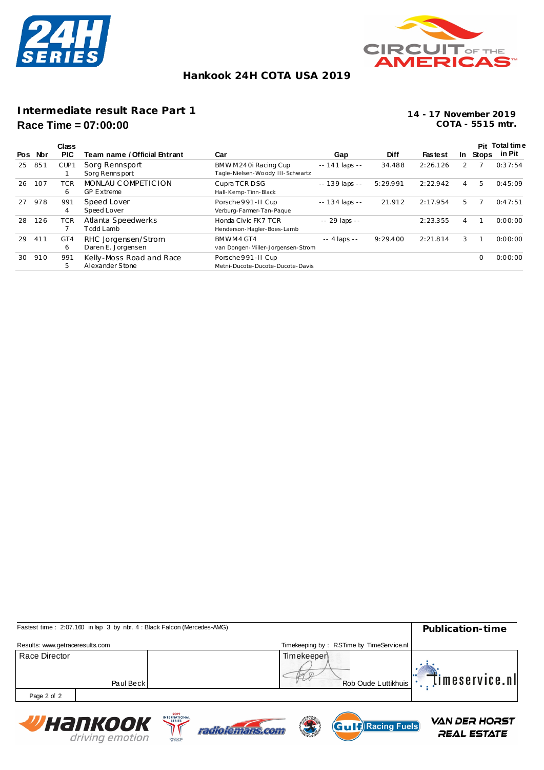## Hankook 24H COTA USA 2019

# Intermediate result Race Part 1

**Race Time = 07:00:00**

**14 - 17 November 2019**
**COTA - 5515 mtr.**

| Pos | Nbr | Class PIC | Team name / Official Entrant | Car | Gap | Diff | Fastest | In | Pit Stops | Total time in Pit |
|---|---|---|---|---|---|---|---|---|---|---|
| 25 | 851 | CUP1 1 | Sorg Rennsport<br>Sorg Rennsport | BMW M240i Racing Cup<br>Tagle-Nielsen-Woody III-Schwartz | -- 141 laps -- | 34.488 | 2:26.126 | 2 | 7 | 0:37:54 |
| 26 | 107 | TCR 6 | MONLAU COMPETICION<br>GP Extreme | Cupra TCR DSG<br>Hall-Kemp-Tinn-Black | -- 139 laps -- | 5:29.991 | 2:22.942 | 4 | 5 | 0:45:09 |
| 27 | 978 | 991 4 | Speed Lover<br>Speed Lover | Porsche 991-II Cup<br>Verburg-Farmer-Tan-Paque | -- 134 laps -- | 21.912 | 2:17.954 | 5 | 7 | 0:47:51 |
| 28 | 126 | TCR 7 | Atlanta Speedwerks<br>Todd Lamb | Honda Civic FK7 TCR<br>Henderson-Hagler-Boes-Lamb | -- 29 laps -- | | 2:23.355 | 4 | 1 | 0:00:00 |
| 29 | 411 | GT4 6 | RHC Jorgensen/Strom<br>Daren E. Jorgensen | BMW M4 GT4<br>van Dongen-Miller-Jorgensen-Strom | -- 4 laps -- | 9:29.400 | 2:21.814 | 3 | 1 | 0:00:00 |
| 30 | 910 | 991 5 | Kelly-Moss Road and Race<br>Alexander Stone | Porsche 991-II Cup<br>Metni-Ducote-Ducote-Ducote-Davis | | | | | 0 | 0:00:00 |

Fastest time : 2:07.160 in lap 3 by nbr. 4 : Black Falcon (Mercedes-AMG)

Publication-time

Results: www.getraceresults.com

Timekeeping by : RSTime by TimeService.nl

Race Director: Paul Beck

Timekeeper: Rob Oude Luttikhuis